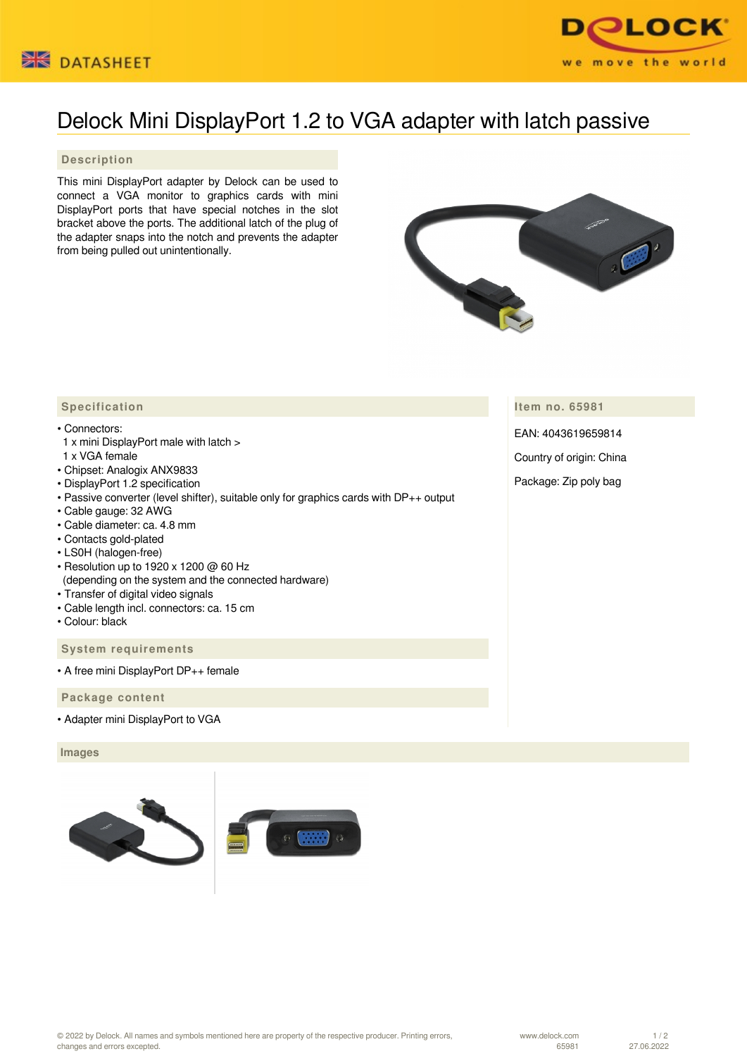# Delock Mini DisplayPort 1.2 to VGA adapter with latch passive

## Description

This mini DisplayPort adapter by Delock can be used to connect a VGA monitor to graphics cards with mini DisplayPort ports that have special notches in the slot bracket above the ports. The additional latch of the plug of the adapter snaps into the notch and prevents the adapter from being pulled out unintentionally.

## Specification

- Connectors:
  1 x mini DisplayPort male with latch >
  1 x VGA female
- Chipset: Analogix ANX9833
- DisplayPort 1.2 specification
- Passive converter (level shifter), suitable only for graphics cards with DP++ output
- Cable gauge: 32 AWG
- Cable diameter: ca. 4.8 mm
- Contacts gold-plated
- LS0H (halogen-free)
- Resolution up to 1920 x 1200 @ 60 Hz
  (depending on the system and the connected hardware)
- Transfer of digital video signals
- Cable length incl. connectors: ca. 15 cm
- Colour: black

## Item no. 65981

EAN: 4043619659814

Country of origin: China

Package: Zip poly bag

## System requirements

- A free mini DisplayPort DP++ female

## Package content

- Adapter mini DisplayPort to VGA

## Images

© 2022 by Delock. All names and symbols mentioned here are property of the respective producer. Printing errors, changes and errors excepted.

www.delock.com
65981
27.06.2022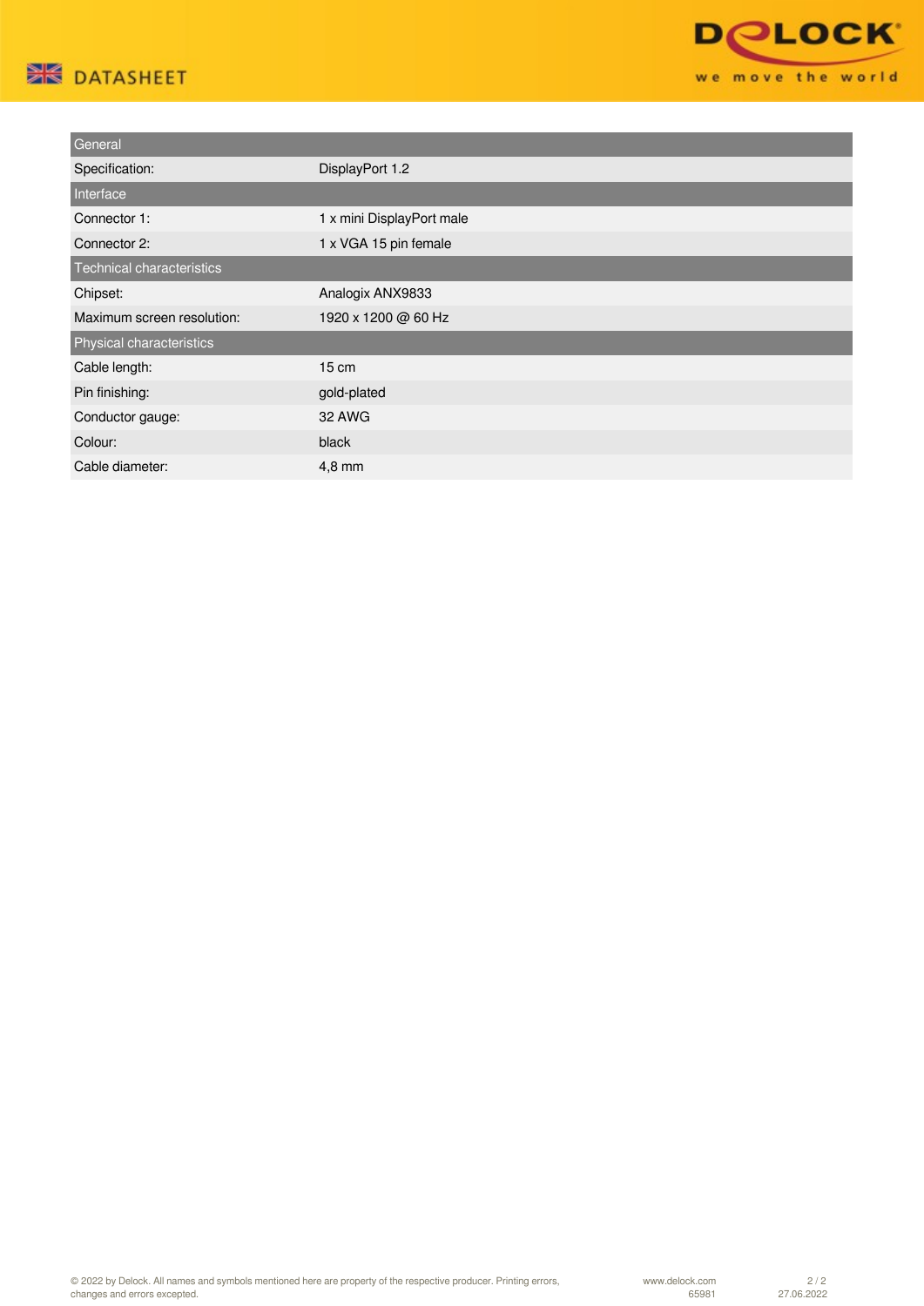| | |
|---|---|
| **General** | |
| Specification: | DisplayPort 1.2 |
| **Interface** | |
| Connector 1: | 1 x mini DisplayPort male |
| Connector 2: | 1 x VGA 15 pin female |
| **Technical characteristics** | |
| Chipset: | Analogix ANX9833 |
| Maximum screen resolution: | 1920 x 1200 @ 60 Hz |
| **Physical characteristics** | |
| Cable length: | 15 cm |
| Pin finishing: | gold-plated |
| Conductor gauge: | 32 AWG |
| Colour: | black |
| Cable diameter: | 4,8 mm |